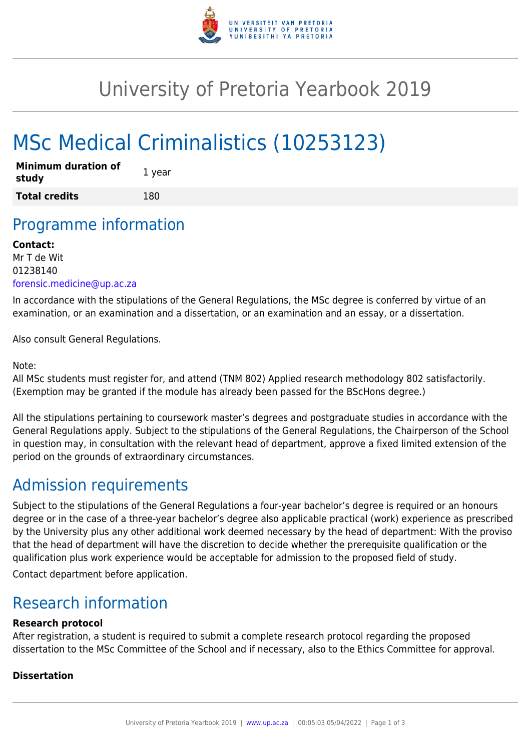# University of Pretoria Yearbook 2019

# MSc Medical Criminalistics (10253123)

| **Minimum duration of study** | 1 year |
|---|---|
| **Total credits** | 180 |

## Programme information

**Contact:**
Mr T de Wit
01238140
forensic.medicine@up.ac.za

In accordance with the stipulations of the General Regulations, the MSc degree is conferred by virtue of an examination, or an examination and a dissertation, or an examination and an essay, or a dissertation.

Also consult General Regulations.

Note:
All MSc students must register for, and attend (TNM 802) Applied research methodology 802 satisfactorily. (Exemption may be granted if the module has already been passed for the BScHons degree.)

All the stipulations pertaining to coursework master's degrees and postgraduate studies in accordance with the General Regulations apply. Subject to the stipulations of the General Regulations, the Chairperson of the School in question may, in consultation with the relevant head of department, approve a fixed limited extension of the period on the grounds of extraordinary circumstances.

## Admission requirements

Subject to the stipulations of the General Regulations a four-year bachelor's degree is required or an honours degree or in the case of a three-year bachelor's degree also applicable practical (work) experience as prescribed by the University plus any other additional work deemed necessary by the head of department: With the proviso that the head of department will have the discretion to decide whether the prerequisite qualification or the qualification plus work experience would be acceptable for admission to the proposed field of study.

Contact department before application.

## Research information

**Research protocol**
After registration, a student is required to submit a complete research protocol regarding the proposed dissertation to the MSc Committee of the School and if necessary, also to the Ethics Committee for approval.

**Dissertation**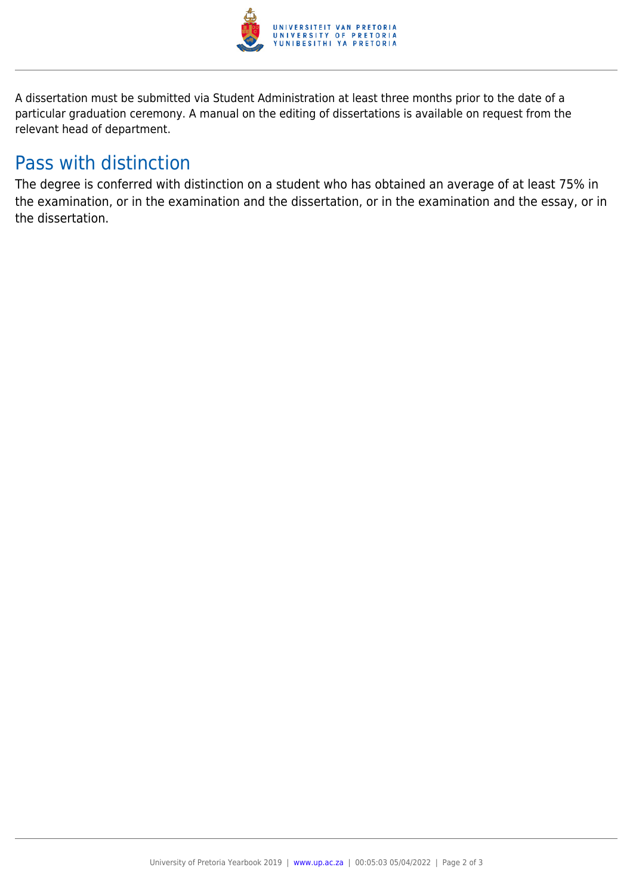A dissertation must be submitted via Student Administration at least three months prior to the date of a particular graduation ceremony. A manual on the editing of dissertations is available on request from the relevant head of department.

## Pass with distinction

The degree is conferred with distinction on a student who has obtained an average of at least 75% in the examination, or in the examination and the dissertation, or in the examination and the essay, or in the dissertation.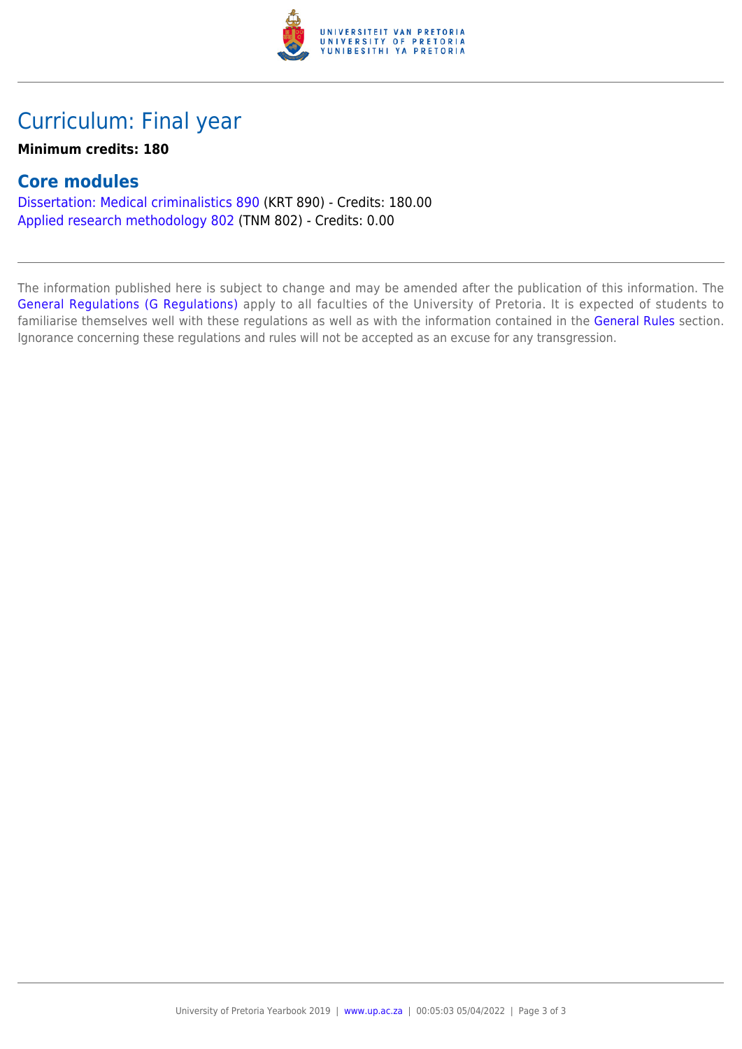## Curriculum: Final year

**Minimum credits: 180**

### Core modules

Dissertation: Medical criminalistics 890 (KRT 890) - Credits: 180.00
Applied research methodology 802 (TNM 802) - Credits: 0.00

The information published here is subject to change and may be amended after the publication of this information. The General Regulations (G Regulations) apply to all faculties of the University of Pretoria. It is expected of students to familiarise themselves well with these regulations as well as with the information contained in the General Rules section. Ignorance concerning these regulations and rules will not be accepted as an excuse for any transgression.